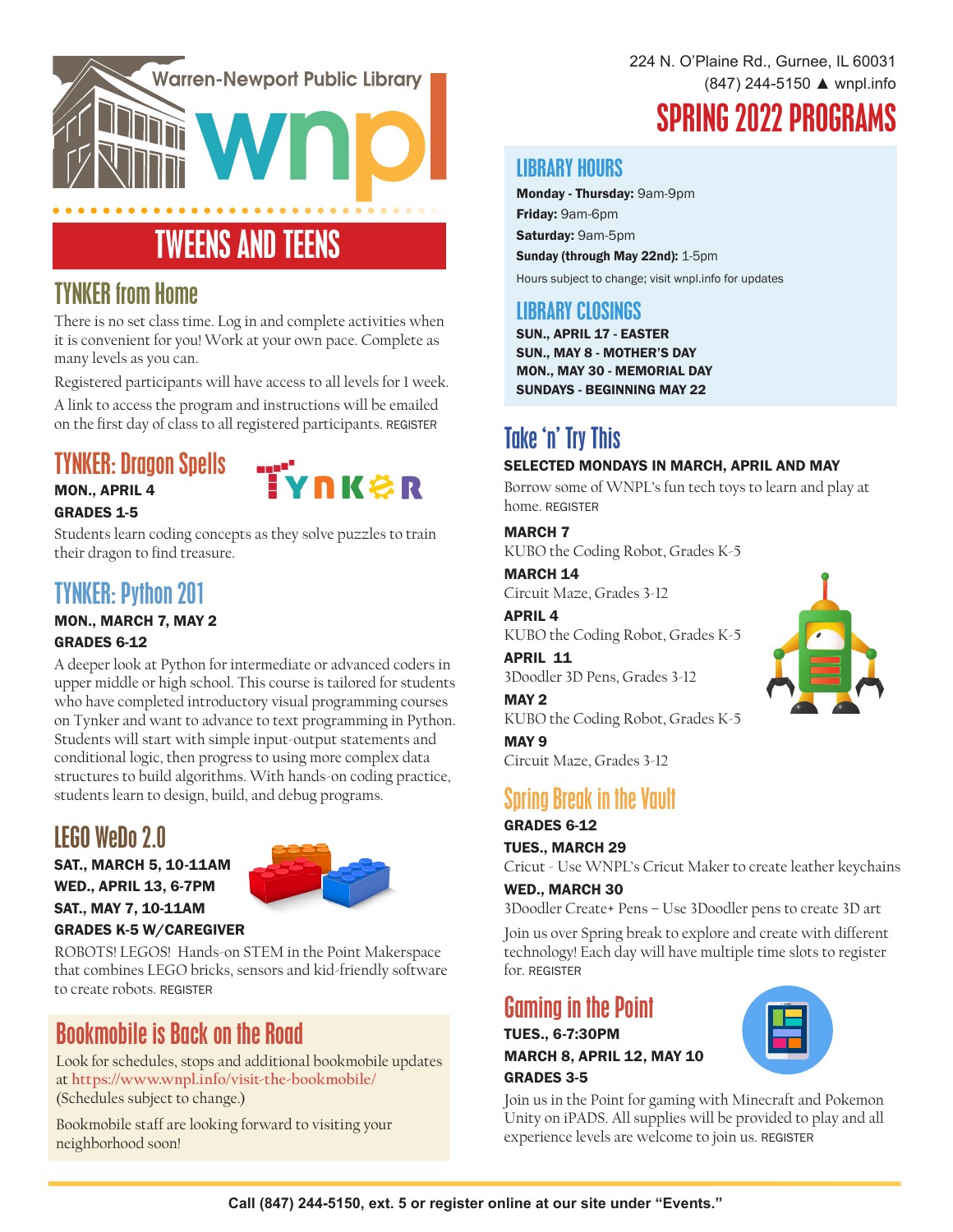Warren-Newport Public Library

wnpl

224 N. O'Plaine Rd., Gurnee, IL 60031
(847) 244-5150 ▲ wnpl.info

# SPRING 2022 PROGRAMS

# TWEENS AND TEENS

## TYNKER from Home

There is no set class time. Log in and complete activities when it is convenient for you! Work at your own pace. Complete as many levels as you can.

Registered participants will have access to all levels for 1 week.

A link to access the program and instructions will be emailed on the first day of class to all registered participants. REGISTER

## TYNKER: Dragon Spells

**MON., APRIL 4**
**GRADES 1-5**

Students learn coding concepts as they solve puzzles to train their dragon to find treasure.

## TYNKER: Python 201

**MON., MARCH 7, MAY 2**
**GRADES 6-12**

A deeper look at Python for intermediate or advanced coders in upper middle or high school. This course is tailored for students who have completed introductory visual programming courses on Tynker and want to advance to text programming in Python. Students will start with simple input-output statements and conditional logic, then progress to using more complex data structures to build algorithms. With hands-on coding practice, students learn to design, build, and debug programs.

## LEGO WeDo 2.0

**SAT., MARCH 5, 10-11AM**
**WED., APRIL 13, 6-7PM**
**SAT., MAY 7, 10-11AM**
**GRADES K-5 W/CAREGIVER**

ROBOTS! LEGOS! Hands-on STEM in the Point Makerspace that combines LEGO bricks, sensors and kid-friendly software to create robots. REGISTER

## Bookmobile is Back on the Road

Look for schedules, stops and additional bookmobile updates at https://www.wnpl.info/visit-the-bookmobile/ (Schedules subject to change.)

Bookmobile staff are looking forward to visiting your neighborhood soon!

## LIBRARY HOURS

**Monday - Thursday:** 9am-9pm
**Friday:** 9am-6pm
**Saturday:** 9am-5pm
**Sunday (through May 22nd):** 1-5pm

Hours subject to change; visit wnpl.info for updates

## LIBRARY CLOSINGS

**SUN., APRIL 17 - EASTER**
**SUN., MAY 8 - MOTHER'S DAY**
**MON., MAY 30 - MEMORIAL DAY**
**SUNDAYS - BEGINNING MAY 22**

## Take 'n' Try This

**SELECTED MONDAYS IN MARCH, APRIL AND MAY**

Borrow some of WNPL's fun tech toys to learn and play at home. REGISTER

**MARCH 7**
KUBO the Coding Robot, Grades K-5

**MARCH 14**
Circuit Maze, Grades 3-12

**APRIL 4**
KUBO the Coding Robot, Grades K-5

**APRIL 11**
3Doodler 3D Pens, Grades 3-12

**MAY 2**
KUBO the Coding Robot, Grades K-5

**MAY 9**
Circuit Maze, Grades 3-12

## Spring Break in the Vault

**GRADES 6-12**

**TUES., MARCH 29**
Cricut - Use WNPL's Cricut Maker to create leather keychains

**WED., MARCH 30**
3Doodler Create+ Pens – Use 3Doodler pens to create 3D art

Join us over Spring break to explore and create with different technology! Each day will have multiple time slots to register for. REGISTER

## Gaming in the Point

**TUES., 6-7:30PM**
**MARCH 8, APRIL 12, MAY 10**
**GRADES 3-5**

Join us in the Point for gaming with Minecraft and Pokemon Unity on iPADS. All supplies will be provided to play and all experience levels are welcome to join us. REGISTER

**Call (847) 244-5150, ext. 5 or register online at our site under "Events."**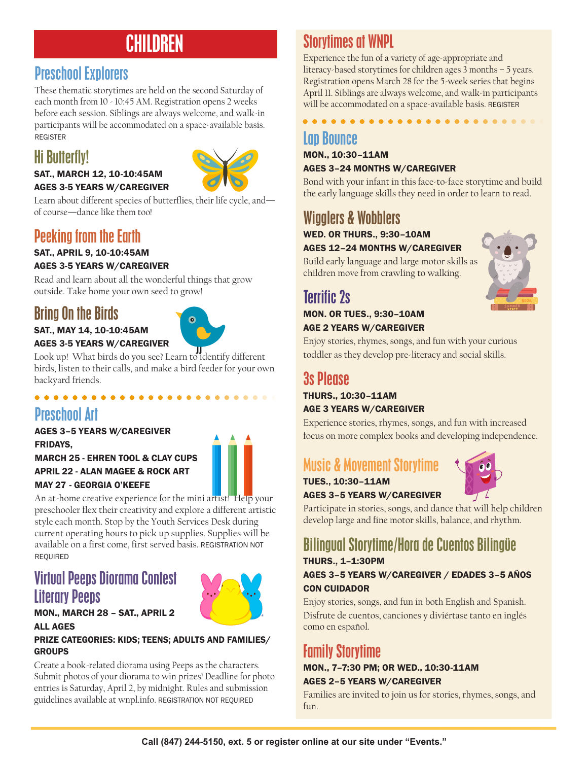# CHILDREN

## Preschool Explorers

These thematic storytimes are held on the second Saturday of each month from 10 - 10:45 AM. Registration opens 2 weeks before each session. Siblings are always welcome, and walk-in participants will be accommodated on a space-available basis. REGISTER

### Hi Butterfly!

**SAT., MARCH 12, 10-10:45AM**
**AGES 3-5 YEARS W/CAREGIVER**

Learn about different species of butterflies, their life cycle, and—of course—dance like them too!

### Peeking from the Earth

**SAT., APRIL 9, 10-10:45AM**
**AGES 3-5 YEARS W/CAREGIVER**

Read and learn about all the wonderful things that grow outside. Take home your own seed to grow!

### Bring On the Birds

**SAT., MAY 14, 10-10:45AM**
**AGES 3-5 YEARS W/CAREGIVER**

Look up! What birds do you see? Learn to identify different birds, listen to their calls, and make a bird feeder for your own backyard friends.

## Preschool Art

**AGES 3–5 YEARS W/CAREGIVER**
**FRIDAYS,**
**MARCH 25 - EHREN TOOL & CLAY CUPS**
**APRIL 22 - ALAN MAGEE & ROCK ART**
**MAY 27 - GEORGIA O'KEEFE**

An at-home creative experience for the mini artist! Help your preschooler flex their creativity and explore a different artistic style each month. Stop by the Youth Services Desk during current operating hours to pick up supplies. Supplies will be available on a first come, first served basis. REGISTRATION NOT REQUIRED

## Virtual Peeps Diorama Contest Literary Peeps

**MON., MARCH 28 – SAT., APRIL 2**
**ALL AGES**
**PRIZE CATEGORIES: KIDS; TEENS; ADULTS AND FAMILIES/GROUPS**

Create a book-related diorama using Peeps as the characters. Submit photos of your diorama to win prizes! Deadline for photo entries is Saturday, April 2, by midnight. Rules and submission guidelines available at wnpl.info. REGISTRATION NOT REQUIRED

## Storytimes at WNPL

Experience the fun of a variety of age-appropriate and literacy-based storytimes for children ages 3 months – 5 years. Registration opens March 28 for the 5-week series that begins April 11. Siblings are always welcome, and walk-in participants will be accommodated on a space-available basis. REGISTER

### Lap Bounce

**MON., 10:30–11AM**
**AGES 3–24 MONTHS W/CAREGIVER**

Bond with your infant in this face-to-face storytime and build the early language skills they need in order to learn to read.

### Wigglers & Wobblers

**WED. OR THURS., 9:30–10AM**
**AGES 12–24 MONTHS W/CAREGIVER**

Build early language and large motor skills as children move from crawling to walking.

### Terrific 2s

**MON. OR TUES., 9:30–10AM**
**AGE 2 YEARS W/CAREGIVER**

Enjoy stories, rhymes, songs, and fun with your curious toddler as they develop pre-literacy and social skills.

### 3s Please

**THURS., 10:30–11AM**
**AGE 3 YEARS W/CAREGIVER**

Experience stories, rhymes, songs, and fun with increased focus on more complex books and developing independence.

### Music & Movement Storytime

**TUES., 10:30–11AM**
**AGES 3–5 YEARS W/CAREGIVER**

Participate in stories, songs, and dance that will help children develop large and fine motor skills, balance, and rhythm.

### Bilingual Storytime/Hora de Cuentos Bilingüe

**THURS., 1–1:30PM**
**AGES 3–5 YEARS W/CAREGIVER / EDADES 3–5 AÑOS CON CUIDADOR**

Enjoy stories, songs, and fun in both English and Spanish. Disfrute de cuentos, canciones y diviértase tanto en inglés como en español.

### Family Storytime

**MON., 7–7:30 PM; OR WED., 10:30-11AM**
**AGES 2–5 YEARS W/CAREGIVER**

Families are invited to join us for stories, rhymes, songs, and fun.

**Call (847) 244-5150, ext. 5 or register online at our site under "Events."**